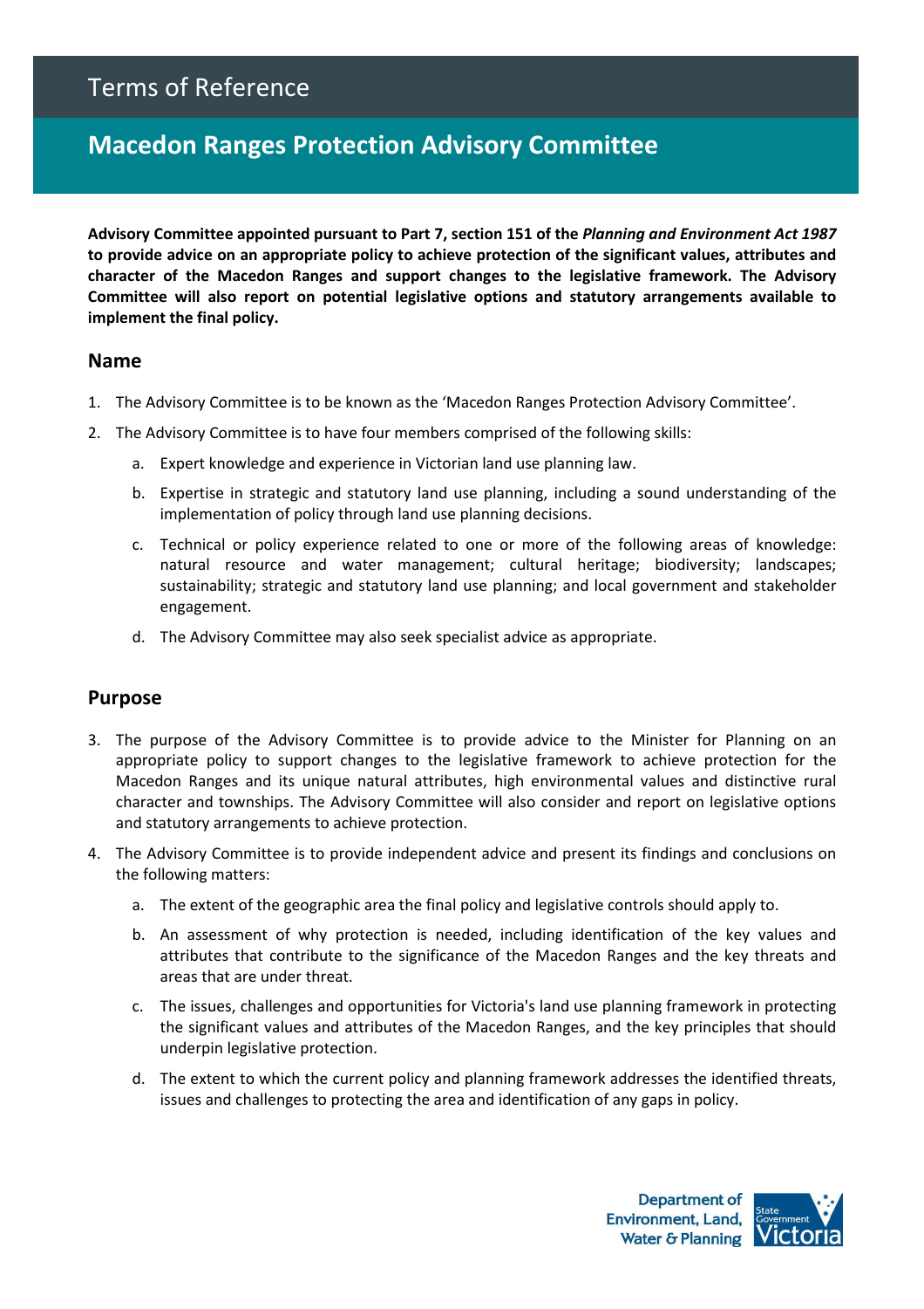# Terms of Reference

## Macedon Ranges Protection Advisory Committee

**Advisory Committee appointed pursuant to Part 7, section 151 of the *Planning and Environment Act 1987* to provide advice on an appropriate policy to achieve protection of the significant values, attributes and character of the Macedon Ranges and support changes to the legislative framework. The Advisory Committee will also report on potential legislative options and statutory arrangements available to implement the final policy.**

### Name

1. The Advisory Committee is to be known as the 'Macedon Ranges Protection Advisory Committee'.
2. The Advisory Committee is to have four members comprised of the following skills:
   a. Expert knowledge and experience in Victorian land use planning law.
   b. Expertise in strategic and statutory land use planning, including a sound understanding of the implementation of policy through land use planning decisions.
   c. Technical or policy experience related to one or more of the following areas of knowledge: natural resource and water management; cultural heritage; biodiversity; landscapes; sustainability; strategic and statutory land use planning; and local government and stakeholder engagement.
   d. The Advisory Committee may also seek specialist advice as appropriate.

### Purpose

3. The purpose of the Advisory Committee is to provide advice to the Minister for Planning on an appropriate policy to support changes to the legislative framework to achieve protection for the Macedon Ranges and its unique natural attributes, high environmental values and distinctive rural character and townships. The Advisory Committee will also consider and report on legislative options and statutory arrangements to achieve protection.
4. The Advisory Committee is to provide independent advice and present its findings and conclusions on the following matters:
   a. The extent of the geographic area the final policy and legislative controls should apply to.
   b. An assessment of why protection is needed, including identification of the key values and attributes that contribute to the significance of the Macedon Ranges and the key threats and areas that are under threat.
   c. The issues, challenges and opportunities for Victoria's land use planning framework in protecting the significant values and attributes of the Macedon Ranges, and the key principles that should underpin legislative protection.
   d. The extent to which the current policy and planning framework addresses the identified threats, issues and challenges to protecting the area and identification of any gaps in policy.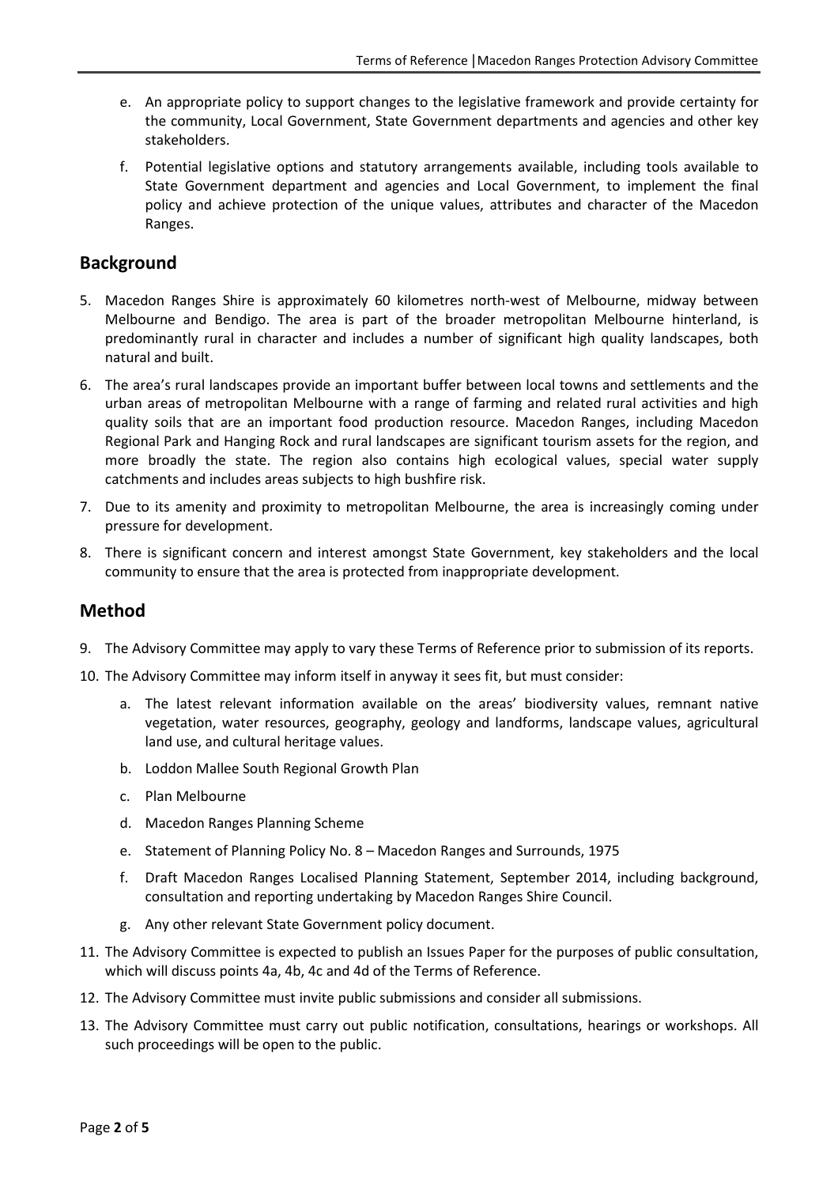e. An appropriate policy to support changes to the legislative framework and provide certainty for the community, Local Government, State Government departments and agencies and other key stakeholders.

f. Potential legislative options and statutory arrangements available, including tools available to State Government department and agencies and Local Government, to implement the final policy and achieve protection of the unique values, attributes and character of the Macedon Ranges.

## Background

5. Macedon Ranges Shire is approximately 60 kilometres north-west of Melbourne, midway between Melbourne and Bendigo. The area is part of the broader metropolitan Melbourne hinterland, is predominantly rural in character and includes a number of significant high quality landscapes, both natural and built.

6. The area's rural landscapes provide an important buffer between local towns and settlements and the urban areas of metropolitan Melbourne with a range of farming and related rural activities and high quality soils that are an important food production resource. Macedon Ranges, including Macedon Regional Park and Hanging Rock and rural landscapes are significant tourism assets for the region, and more broadly the state. The region also contains high ecological values, special water supply catchments and includes areas subjects to high bushfire risk.

7. Due to its amenity and proximity to metropolitan Melbourne, the area is increasingly coming under pressure for development.

8. There is significant concern and interest amongst State Government, key stakeholders and the local community to ensure that the area is protected from inappropriate development.

## Method

9. The Advisory Committee may apply to vary these Terms of Reference prior to submission of its reports.

10. The Advisory Committee may inform itself in anyway it sees fit, but must consider:

    a. The latest relevant information available on the areas' biodiversity values, remnant native vegetation, water resources, geography, geology and landforms, landscape values, agricultural land use, and cultural heritage values.

    b. Loddon Mallee South Regional Growth Plan

    c. Plan Melbourne

    d. Macedon Ranges Planning Scheme

    e. Statement of Planning Policy No. 8 – Macedon Ranges and Surrounds, 1975

    f. Draft Macedon Ranges Localised Planning Statement, September 2014, including background, consultation and reporting undertaking by Macedon Ranges Shire Council.

    g. Any other relevant State Government policy document.

11. The Advisory Committee is expected to publish an Issues Paper for the purposes of public consultation, which will discuss points 4a, 4b, 4c and 4d of the Terms of Reference.

12. The Advisory Committee must invite public submissions and consider all submissions.

13. The Advisory Committee must carry out public notification, consultations, hearings or workshops. All such proceedings will be open to the public.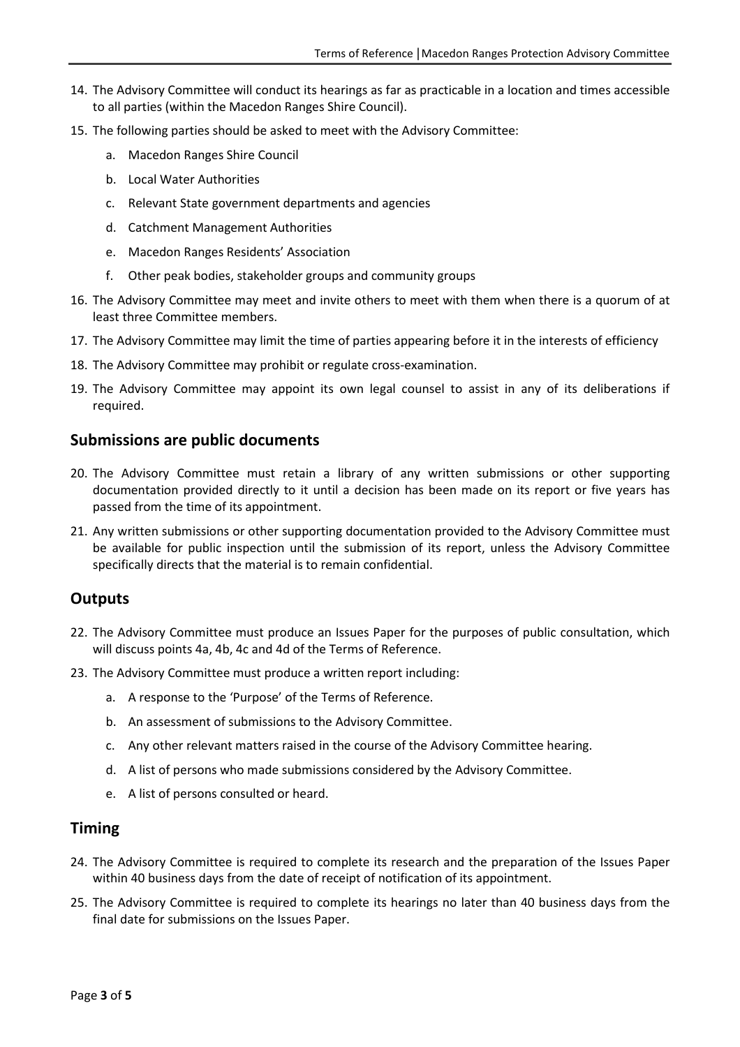14. The Advisory Committee will conduct its hearings as far as practicable in a location and times accessible to all parties (within the Macedon Ranges Shire Council).
15. The following parties should be asked to meet with the Advisory Committee:
    a. Macedon Ranges Shire Council
    b. Local Water Authorities
    c. Relevant State government departments and agencies
    d. Catchment Management Authorities
    e. Macedon Ranges Residents' Association
    f. Other peak bodies, stakeholder groups and community groups
16. The Advisory Committee may meet and invite others to meet with them when there is a quorum of at least three Committee members.
17. The Advisory Committee may limit the time of parties appearing before it in the interests of efficiency
18. The Advisory Committee may prohibit or regulate cross-examination.
19. The Advisory Committee may appoint its own legal counsel to assist in any of its deliberations if required.

## Submissions are public documents

20. The Advisory Committee must retain a library of any written submissions or other supporting documentation provided directly to it until a decision has been made on its report or five years has passed from the time of its appointment.
21. Any written submissions or other supporting documentation provided to the Advisory Committee must be available for public inspection until the submission of its report, unless the Advisory Committee specifically directs that the material is to remain confidential.

## Outputs

22. The Advisory Committee must produce an Issues Paper for the purposes of public consultation, which will discuss points 4a, 4b, 4c and 4d of the Terms of Reference.
23. The Advisory Committee must produce a written report including:
    a. A response to the 'Purpose' of the Terms of Reference.
    b. An assessment of submissions to the Advisory Committee.
    c. Any other relevant matters raised in the course of the Advisory Committee hearing.
    d. A list of persons who made submissions considered by the Advisory Committee.
    e. A list of persons consulted or heard.

## Timing

24. The Advisory Committee is required to complete its research and the preparation of the Issues Paper within 40 business days from the date of receipt of notification of its appointment.
25. The Advisory Committee is required to complete its hearings no later than 40 business days from the final date for submissions on the Issues Paper.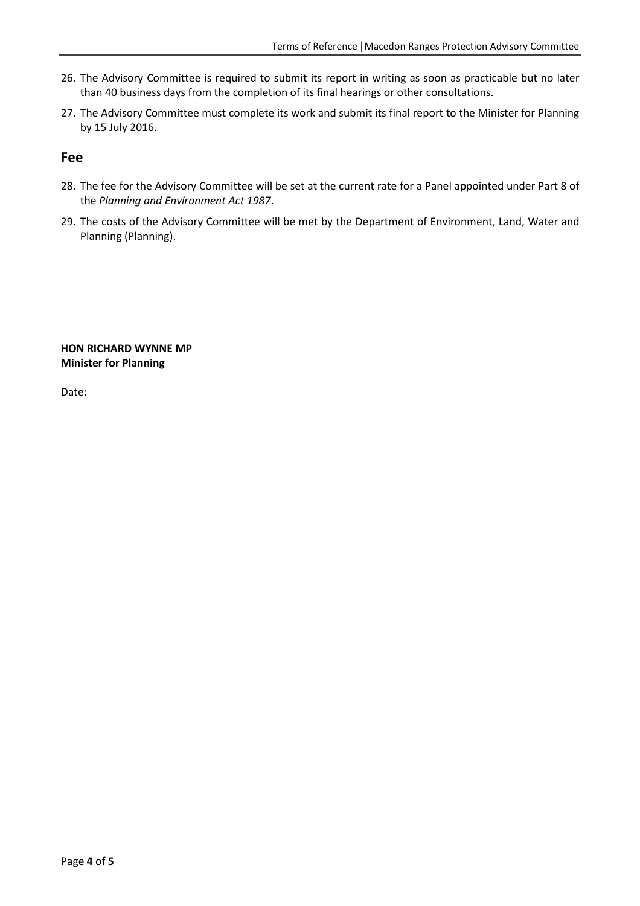26. The Advisory Committee is required to submit its report in writing as soon as practicable but no later than 40 business days from the completion of its final hearings or other consultations.
27. The Advisory Committee must complete its work and submit its final report to the Minister for Planning by 15 July 2016.

## Fee

28. The fee for the Advisory Committee will be set at the current rate for a Panel appointed under Part 8 of the *Planning and Environment Act 1987*.
29. The costs of the Advisory Committee will be met by the Department of Environment, Land, Water and Planning (Planning).

**HON RICHARD WYNNE MP**
**Minister for Planning**

Date: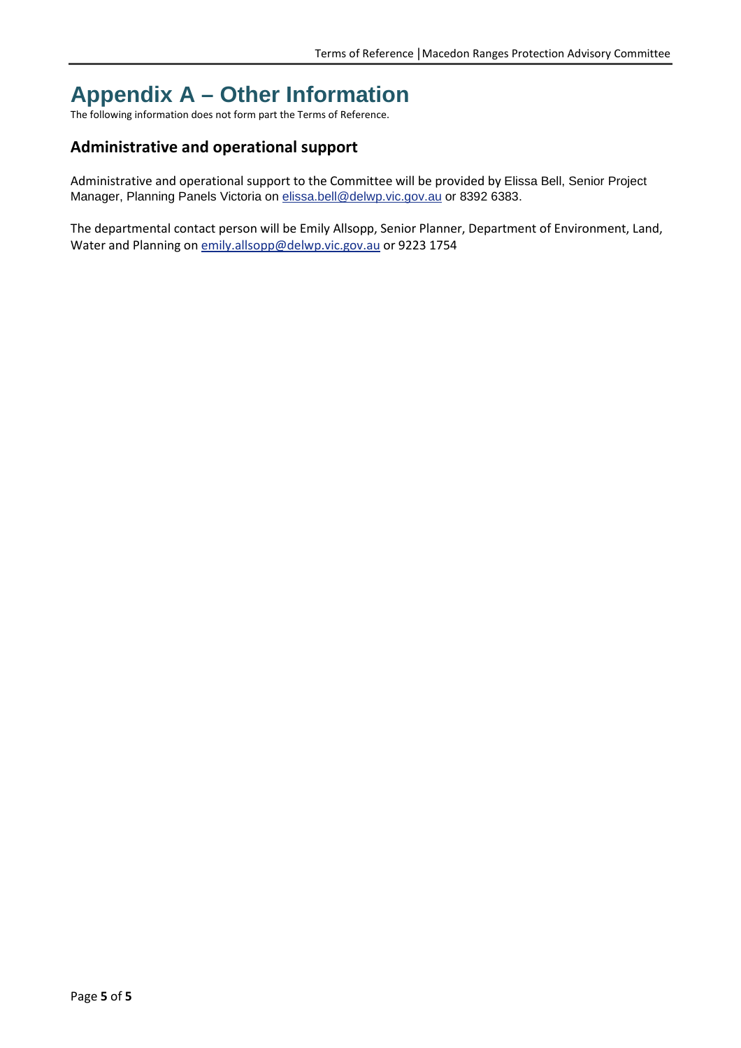# Appendix A – Other Information

The following information does not form part the Terms of Reference.

## Administrative and operational support

Administrative and operational support to the Committee will be provided by Elissa Bell, Senior Project Manager, Planning Panels Victoria on elissa.bell@delwp.vic.gov.au or 8392 6383.

The departmental contact person will be Emily Allsopp, Senior Planner, Department of Environment, Land, Water and Planning on emily.allsopp@delwp.vic.gov.au or 9223 1754